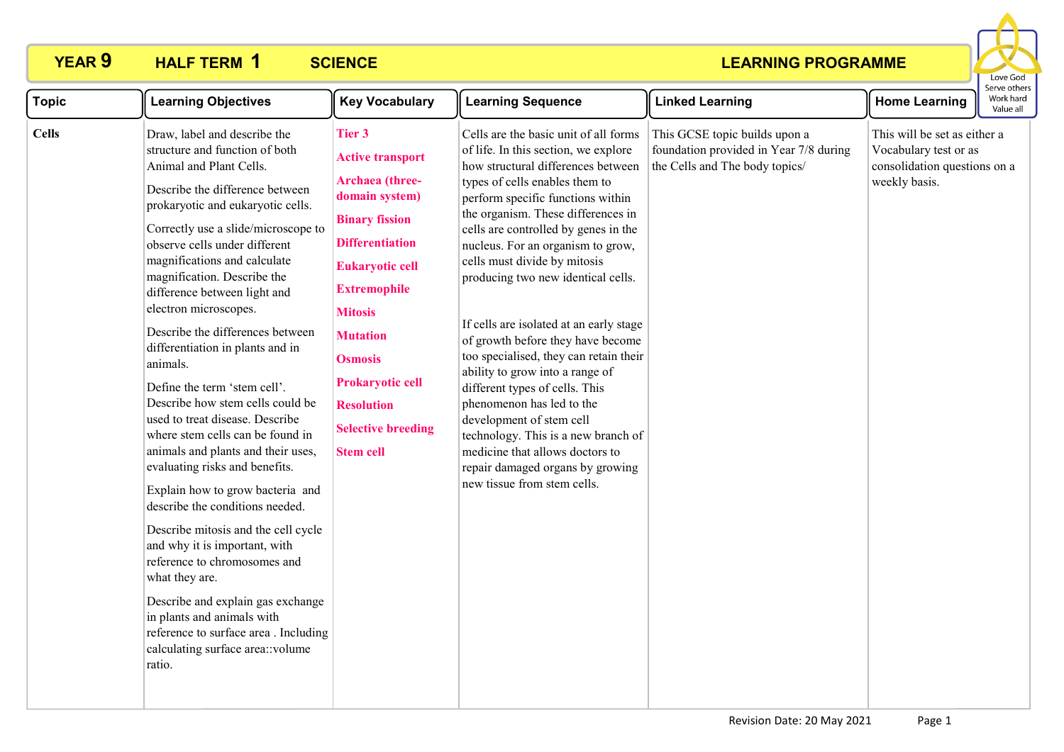# YEAR 9 HALF TERM 1 SCIENCE LEARNING PROGRAMME

Love God
Serve others
Work hard
Value all

| Topic | Learning Objectives | Key Vocabulary | Learning Sequence | Linked Learning | Home Learning |
|---|---|---|---|---|---|
| **Cells** | Draw, label and describe the structure and function of both Animal and Plant Cells.<br><br>Describe the difference between prokaryotic and eukaryotic cells.<br><br>Correctly use a slide/microscope to observe cells under different magnifications and calculate magnification. Describe the difference between light and electron microscopes.<br><br>Describe the differences between differentiation in plants and in animals.<br><br>Define the term 'stem cell'. Describe how stem cells could be used to treat disease. Describe where stem cells can be found in animals and plants and their uses, evaluating risks and benefits.<br><br>Explain how to grow bacteria and describe the conditions needed.<br><br>Describe mitosis and the cell cycle and why it is important, with reference to chromosomes and what they are.<br><br>Describe and explain gas exchange in plants and animals with reference to surface area . Including calculating surface area::volume ratio. | **Tier 3**<br><br>**Active transport**<br><br>**Archaea (three-domain system)**<br><br>**Binary fission**<br><br>**Differentiation**<br><br>**Eukaryotic cell**<br><br>**Extremophile**<br><br>**Mitosis**<br><br>**Mutation**<br><br>**Osmosis**<br><br>**Prokaryotic cell**<br><br>**Resolution**<br><br>**Selective breeding**<br><br>**Stem cell** | Cells are the basic unit of all forms of life. In this section, we explore how structural differences between types of cells enables them to perform specific functions within the organism. These differences in cells are controlled by genes in the nucleus. For an organism to grow, cells must divide by mitosis producing two new identical cells.<br><br>If cells are isolated at an early stage of growth before they have become too specialised, they can retain their ability to grow into a range of different types of cells. This phenomenon has led to the development of stem cell technology. This is a new branch of medicine that allows doctors to repair damaged organs by growing new tissue from stem cells. | This GCSE topic builds upon a foundation provided in Year 7/8 during the Cells and The body topics/ | This will be set as either a Vocabulary test or as consolidation questions on a weekly basis. |

Revision Date: 20 May 2021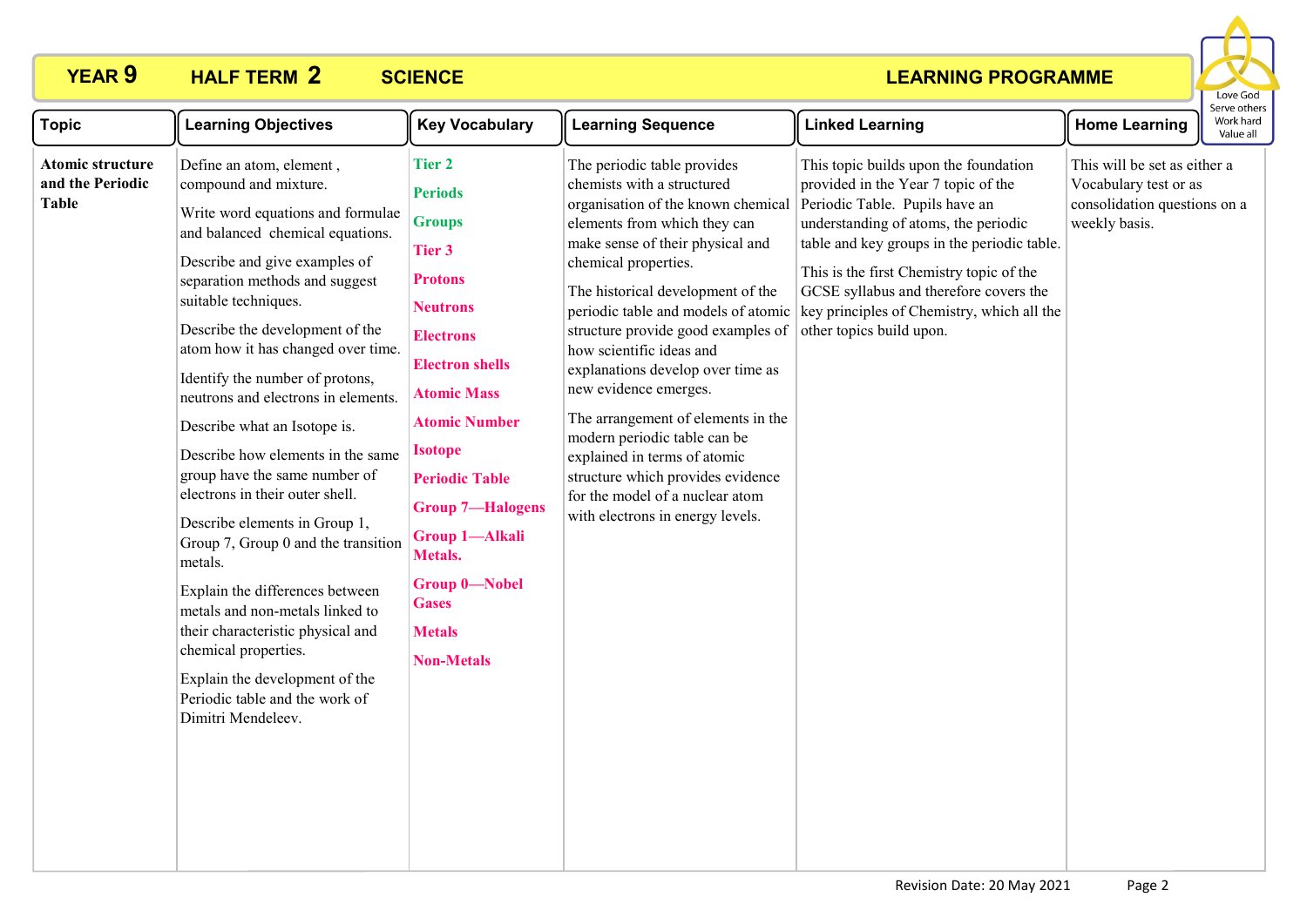# YEAR 9 HALF TERM 2 SCIENCE LEARNING PROGRAMME

Love God
Serve others
Work hard
Value all

| Topic | Learning Objectives | Key Vocabulary | Learning Sequence | Linked Learning | Home Learning |
|---|---|---|---|---|---|
| **Atomic structure and the Periodic Table** | Define an atom, element , compound and mixture.<br><br>Write word equations and formulae and balanced chemical equations.<br><br>Describe and give examples of separation methods and suggest suitable techniques.<br><br>Describe the development of the atom how it has changed over time.<br><br>Identify the number of protons, neutrons and electrons in elements.<br><br>Describe what an Isotope is.<br><br>Describe how elements in the same group have the same number of electrons in their outer shell.<br><br>Describe elements in Group 1, Group 7, Group 0 and the transition metals.<br><br>Explain the differences between metals and non-metals linked to their characteristic physical and chemical properties.<br><br>Explain the development of the Periodic table and the work of Dimitri Mendeleev. | **Tier 2**<br><br>**Periods**<br><br>**Groups**<br><br>**Tier 3**<br><br>**Protons**<br><br>**Neutrons**<br><br>**Electrons**<br><br>**Electron shells**<br><br>**Atomic Mass**<br><br>**Atomic Number**<br><br>**Isotope**<br><br>**Periodic Table**<br><br>**Group 7—Halogens**<br><br>**Group 1—Alkali Metals.**<br><br>**Group 0—Nobel Gases**<br><br>**Metals**<br><br>**Non-Metals** | The periodic table provides chemists with a structured organisation of the known chemical elements from which they can make sense of their physical and chemical properties.<br><br>The historical development of the periodic table and models of atomic structure provide good examples of how scientific ideas and explanations develop over time as new evidence emerges.<br><br>The arrangement of elements in the modern periodic table can be explained in terms of atomic structure which provides evidence for the model of a nuclear atom with electrons in energy levels. | This topic builds upon the foundation provided in the Year 7 topic of the Periodic Table. Pupils have an understanding of atoms, the periodic table and key groups in the periodic table.<br><br>This is the first Chemistry topic of the GCSE syllabus and therefore covers the key principles of Chemistry, which all the other topics build upon. | This will be set as either a Vocabulary test or as consolidation questions on a weekly basis. |

Revision Date: 20 May 2021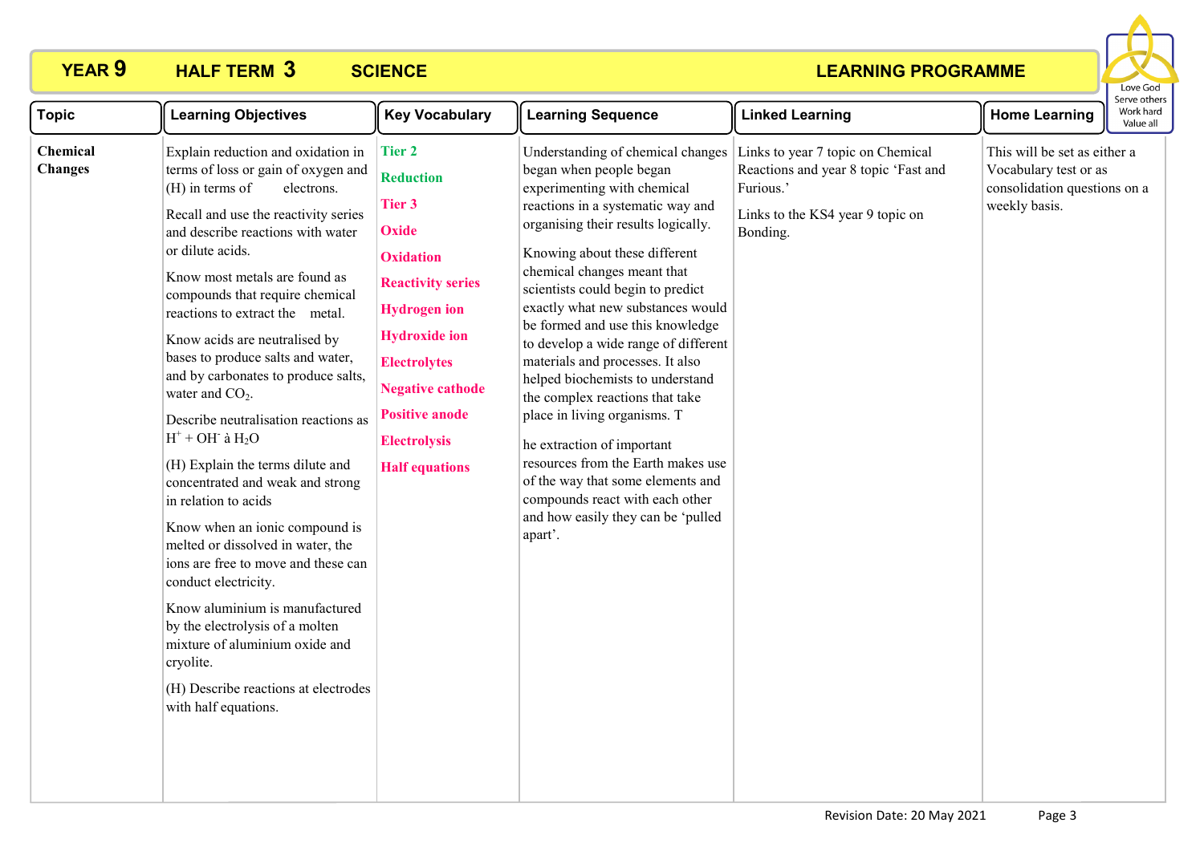# YEAR 9 HALF TERM 3 SCIENCE LEARNING PROGRAMME

Love God
Serve others
Work hard
Value all

| Topic | Learning Objectives | Key Vocabulary | Learning Sequence | Linked Learning | Home Learning |
|---|---|---|---|---|---|
| **Chemical Changes** | Explain reduction and oxidation in terms of loss or gain of oxygen and (H) in terms of electrons.<br><br>Recall and use the reactivity series and describe reactions with water or dilute acids.<br><br>Know most metals are found as compounds that require chemical reactions to extract the metal.<br><br>Know acids are neutralised by bases to produce salts and water, and by carbonates to produce salts, water and $CO_2$.<br><br>Describe neutralisation reactions as $H^+ + OH^-$ à $H_2O$<br><br>(H) Explain the terms dilute and concentrated and weak and strong in relation to acids<br><br>Know when an ionic compound is melted or dissolved in water, the ions are free to move and these can conduct electricity.<br><br>Know aluminium is manufactured by the electrolysis of a molten mixture of aluminium oxide and cryolite.<br><br>(H) Describe reactions at electrodes with half equations. | **Tier 2**<br>**Reduction**<br>**Tier 3**<br>**Oxide**<br>**Oxidation**<br>**Reactivity series**<br>**Hydrogen ion**<br>**Hydroxide ion**<br>**Electrolytes**<br>**Negative cathode**<br>**Positive anode**<br>**Electrolysis**<br>**Half equations** | Understanding of chemical changes began when people began experimenting with chemical reactions in a systematic way and organising their results logically.<br><br>Knowing about these different chemical changes meant that scientists could begin to predict exactly what new substances would be formed and use this knowledge to develop a wide range of different materials and processes. It also helped biochemists to understand the complex reactions that take place in living organisms. T<br><br>he extraction of important resources from the Earth makes use of the way that some elements and compounds react with each other and how easily they can be 'pulled apart'. | Links to year 7 topic on Chemical Reactions and year 8 topic 'Fast and Furious.'<br><br>Links to the KS4 year 9 topic on Bonding. | This will be set as either a Vocabulary test or as consolidation questions on a weekly basis. |

Revision Date: 20 May 2021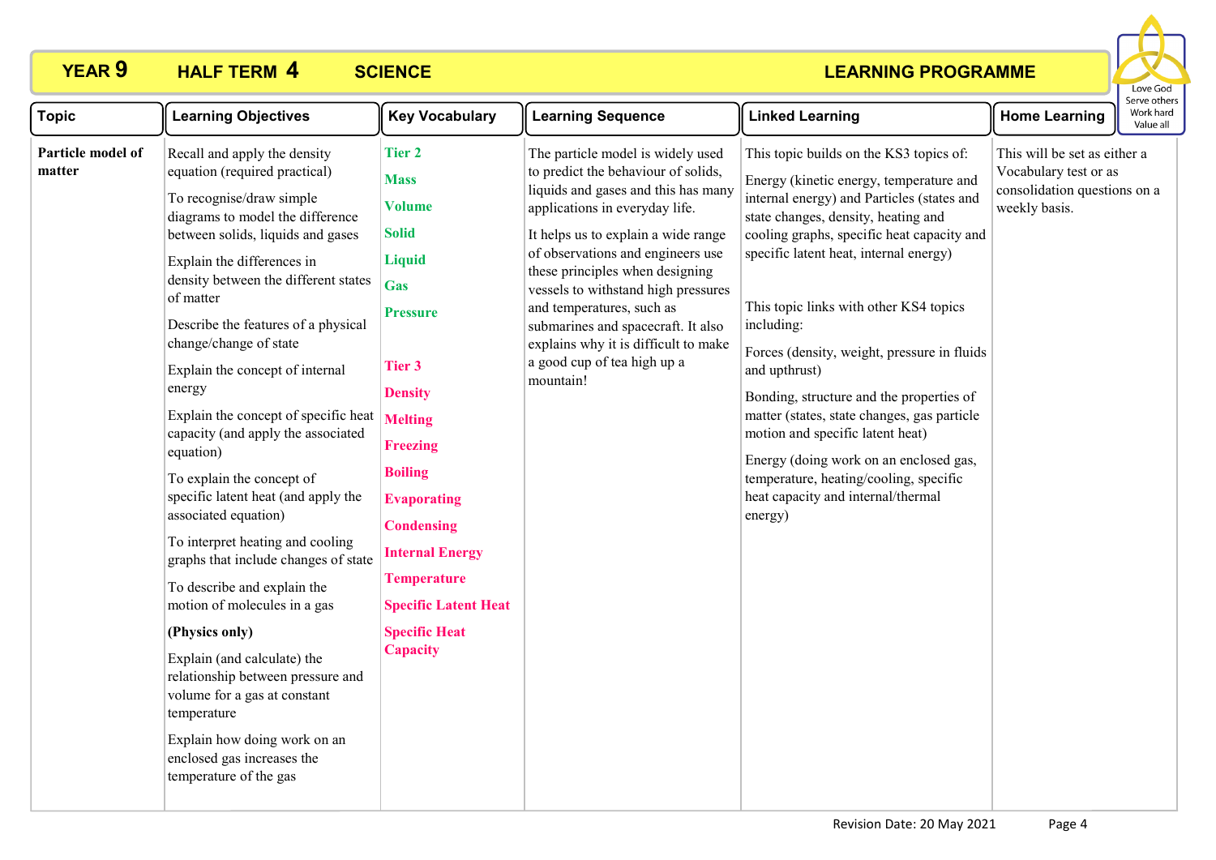# YEAR 9 HALF TERM 4 SCIENCE LEARNING PROGRAMME

| Topic | Learning Objectives | Key Vocabulary | Learning Sequence | Linked Learning | Home Learning |
|---|---|---|---|---|---|
| **Particle model of matter** | Recall and apply the density equation (required practical)<br><br>To recognise/draw simple diagrams to model the difference between solids, liquids and gases<br><br>Explain the differences in density between the different states of matter<br><br>Describe the features of a physical change/change of state<br><br>Explain the concept of internal energy<br><br>Explain the concept of specific heat capacity (and apply the associated equation)<br><br>To explain the concept of specific latent heat (and apply the associated equation)<br><br>To interpret heating and cooling graphs that include changes of state<br><br>To describe and explain the motion of molecules in a gas<br><br>**(Physics only)**<br><br>Explain (and calculate) the relationship between pressure and volume for a gas at constant temperature<br><br>Explain how doing work on an enclosed gas increases the temperature of the gas | **Tier 2**<br>**Mass**<br>**Volume**<br>**Solid**<br>**Liquid**<br>**Gas**<br>**Pressure**<br><br>**Tier 3**<br>**Density**<br>**Melting**<br>**Freezing**<br>**Boiling**<br>**Evaporating**<br>**Condensing**<br>**Internal Energy**<br>**Temperature**<br>**Specific Latent Heat**<br>**Specific Heat Capacity** | The particle model is widely used to predict the behaviour of solids, liquids and gases and this has many applications in everyday life.<br><br>It helps us to explain a wide range of observations and engineers use these principles when designing vessels to withstand high pressures and temperatures, such as submarines and spacecraft. It also explains why it is difficult to make a good cup of tea high up a mountain! | This topic builds on the KS3 topics of:<br><br>Energy (kinetic energy, temperature and internal energy) and Particles (states and state changes, density, heating and cooling graphs, specific heat capacity and specific latent heat, internal energy)<br><br>This topic links with other KS4 topics including:<br><br>Forces (density, weight, pressure in fluids and upthrust)<br><br>Bonding, structure and the properties of matter (states, state changes, gas particle motion and specific latent heat)<br><br>Energy (doing work on an enclosed gas, temperature, heating/cooling, specific heat capacity and internal/thermal energy) | This will be set as either a Vocabulary test or as consolidation questions on a weekly basis. |

Revision Date: 20 May 2021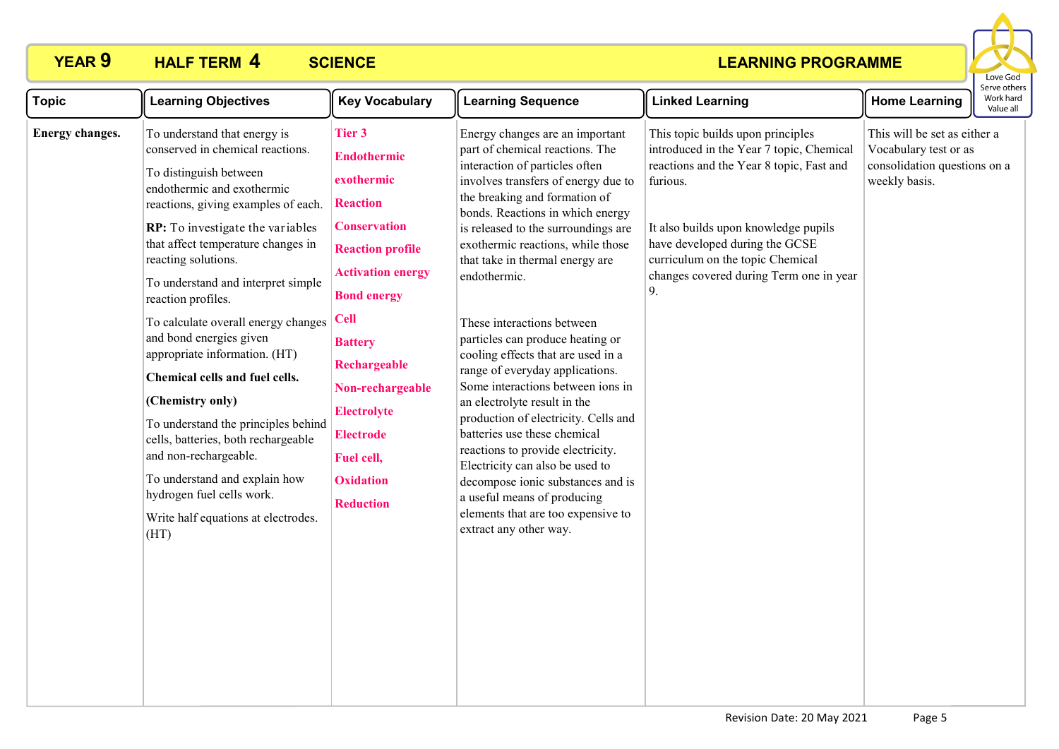**YEAR 9 HALF TERM 4 SCIENCE LEARNING PROGRAMME**

Love God
Serve others
Work hard
Value all

| Topic | Learning Objectives | Key Vocabulary | Learning Sequence | Linked Learning | Home Learning |
|---|---|---|---|---|---|
| **Energy changes.** | To understand that energy is conserved in chemical reactions.<br><br>To distinguish between endothermic and exothermic reactions, giving examples of each.<br><br>**RP:** To investigate the variables that affect temperature changes in reacting solutions.<br><br>To understand and interpret simple reaction profiles.<br><br>To calculate overall energy changes and bond energies given appropriate information. (HT)<br><br>**Chemical cells and fuel cells.**<br><br>**(Chemistry only)**<br><br>To understand the principles behind cells, batteries, both rechargeable and non-rechargeable.<br><br>To understand and explain how hydrogen fuel cells work.<br><br>Write half equations at electrodes. (HT) | **Tier 3**<br>**Endothermic**<br>**exothermic**<br>**Reaction**<br>**Conservation**<br>**Reaction profile**<br>**Activation energy**<br>**Bond energy**<br>**Cell**<br>**Battery**<br>**Rechargeable**<br>**Non-rechargeable**<br>**Electrolyte**<br>**Electrode**<br>**Fuel cell,**<br>**Oxidation**<br>**Reduction** | Energy changes are an important part of chemical reactions. The interaction of particles often involves transfers of energy due to the breaking and formation of bonds. Reactions in which energy is released to the surroundings are exothermic reactions, while those that take in thermal energy are endothermic.<br><br>These interactions between particles can produce heating or cooling effects that are used in a range of everyday applications. Some interactions between ions in an electrolyte result in the production of electricity. Cells and batteries use these chemical reactions to provide electricity. Electricity can also be used to decompose ionic substances and is a useful means of producing elements that are too expensive to extract any other way. | This topic builds upon principles introduced in the Year 7 topic, Chemical reactions and the Year 8 topic, Fast and furious.<br><br>It also builds upon knowledge pupils have developed during the GCSE curriculum on the topic Chemical changes covered during Term one in year 9. | This will be set as either a Vocabulary test or as consolidation questions on a weekly basis. |

Revision Date: 20 May 2021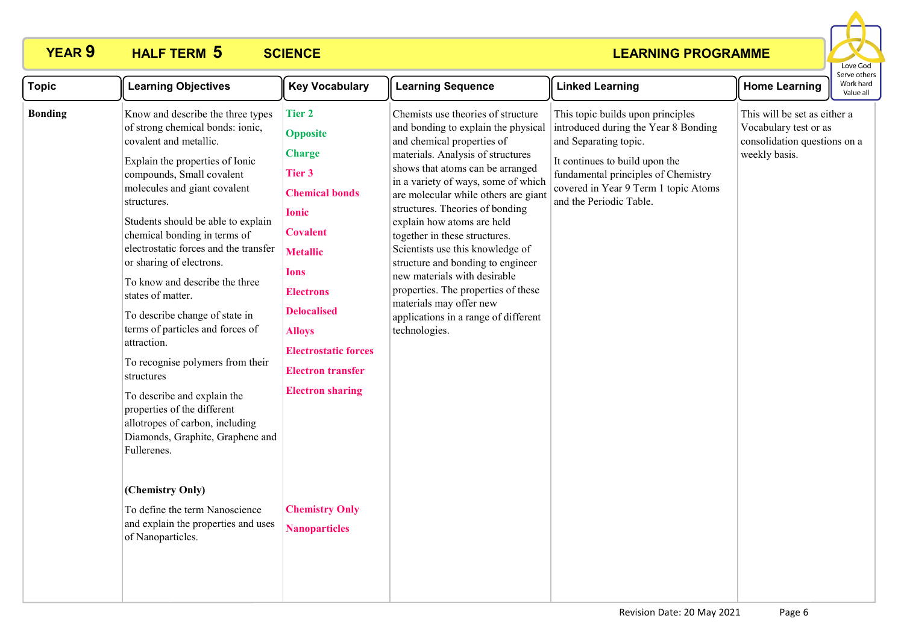# YEAR 9 HALF TERM 5 SCIENCE LEARNING PROGRAMME

Love God
Serve others
Work hard
Value all

| Topic | Learning Objectives | Key Vocabulary | Learning Sequence | Linked Learning | Home Learning |
|---|---|---|---|---|---|
| **Bonding** | Know and describe the three types of strong chemical bonds: ionic, covalent and metallic.<br><br>Explain the properties of Ionic compounds, Small covalent molecules and giant covalent structures.<br><br>Students should be able to explain chemical bonding in terms of electrostatic forces and the transfer or sharing of electrons.<br><br>To know and describe the three states of matter.<br><br>To describe change of state in terms of particles and forces of attraction.<br><br>To recognise polymers from their structures<br><br>To describe and explain the properties of the different allotropes of carbon, including Diamonds, Graphite, Graphene and Fullerenes.<br><br>**(Chemistry Only)**<br><br>To define the term Nanoscience and explain the properties and uses of Nanoparticles. | **Tier 2**<br>**Opposite**<br>**Charge**<br>**Tier 3**<br>**Chemical bonds**<br>**Ionic**<br>**Covalent**<br>**Metallic**<br>**Ions**<br>**Electrons**<br>**Delocalised**<br>**Alloys**<br>**Electrostatic forces**<br>**Electron transfer**<br>**Electron sharing**<br><br>**Chemistry Only**<br>**Nanoparticles** | Chemists use theories of structure and bonding to explain the physical and chemical properties of materials. Analysis of structures shows that atoms can be arranged in a variety of ways, some of which are molecular while others are giant structures. Theories of bonding explain how atoms are held together in these structures. Scientists use this knowledge of structure and bonding to engineer new materials with desirable properties. The properties of these materials may offer new applications in a range of different technologies. | This topic builds upon principles introduced during the Year 8 Bonding and Separating topic.<br><br>It continues to build upon the fundamental principles of Chemistry covered in Year 9 Term 1 topic Atoms and the Periodic Table. | This will be set as either a Vocabulary test or as consolidation questions on a weekly basis. |

Revision Date: 20 May 2021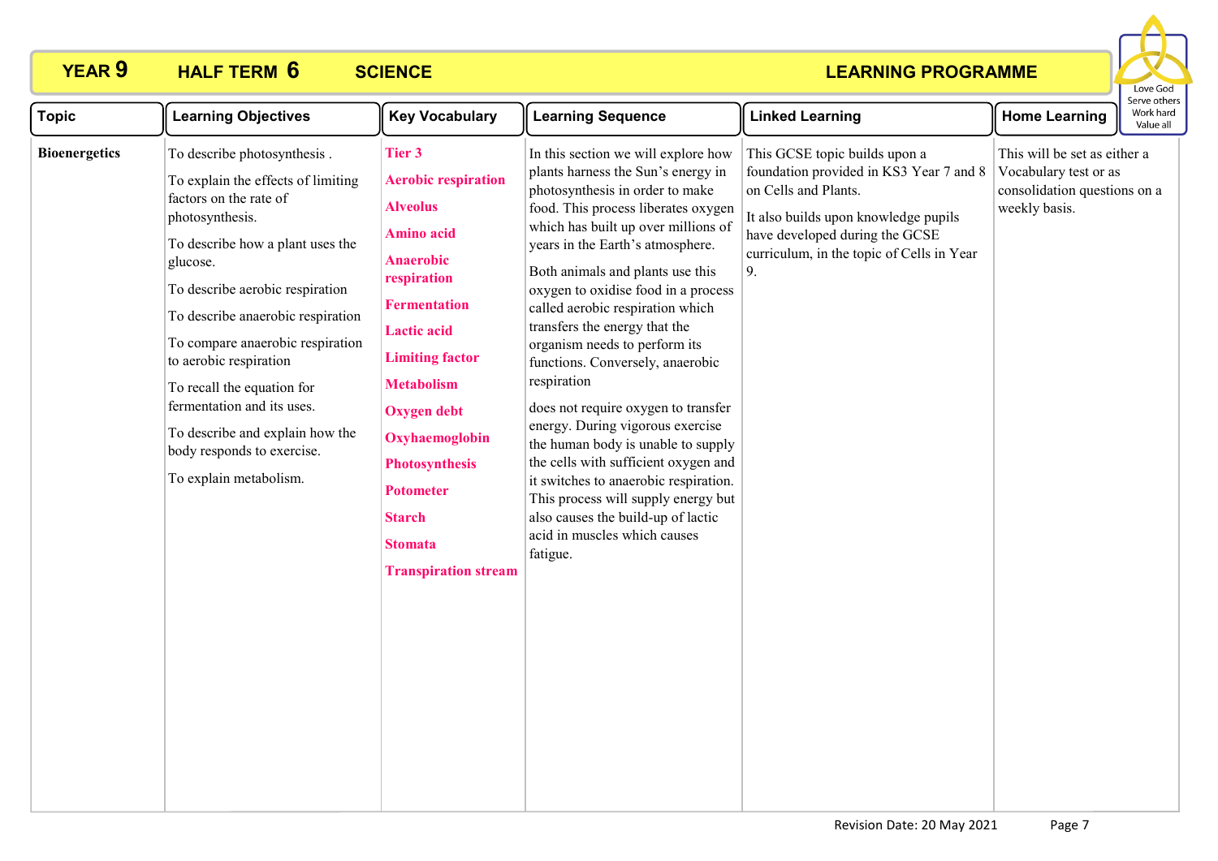**YEAR 9 HALF TERM 6 SCIENCE LEARNING PROGRAMME**

Love God
Serve others
Work hard
Value all

| Topic | Learning Objectives | Key Vocabulary | Learning Sequence | Linked Learning | Home Learning |
|---|---|---|---|---|---|
| **Bioenergetics** | To describe photosynthesis .<br><br>To explain the effects of limiting factors on the rate of photosynthesis.<br><br>To describe how a plant uses the glucose.<br><br>To describe aerobic respiration<br><br>To describe anaerobic respiration<br><br>To compare anaerobic respiration to aerobic respiration<br><br>To recall the equation for fermentation and its uses.<br><br>To describe and explain how the body responds to exercise.<br><br>To explain metabolism. | **Tier 3**<br><br>**Aerobic respiration**<br><br>**Alveolus**<br><br>**Amino acid**<br><br>**Anaerobic respiration**<br><br>**Fermentation**<br><br>**Lactic acid**<br><br>**Limiting factor**<br><br>**Metabolism**<br><br>**Oxygen debt**<br><br>**Oxyhaemoglobin**<br><br>**Photosynthesis**<br><br>**Potometer**<br><br>**Starch**<br><br>**Stomata**<br><br>**Transpiration stream** | In this section we will explore how plants harness the Sun's energy in photosynthesis in order to make food. This process liberates oxygen which has built up over millions of years in the Earth's atmosphere.<br><br>Both animals and plants use this oxygen to oxidise food in a process called aerobic respiration which transfers the energy that the organism needs to perform its functions. Conversely, anaerobic respiration<br><br>does not require oxygen to transfer energy. During vigorous exercise the human body is unable to supply the cells with sufficient oxygen and it switches to anaerobic respiration. This process will supply energy but also causes the build-up of lactic acid in muscles which causes fatigue. | This GCSE topic builds upon a foundation provided in KS3 Year 7 and 8 on Cells and Plants.<br><br>It also builds upon knowledge pupils have developed during the GCSE curriculum, in the topic of Cells in Year 9. | This will be set as either a Vocabulary test or as consolidation questions on a weekly basis. |

Revision Date: 20 May 2021